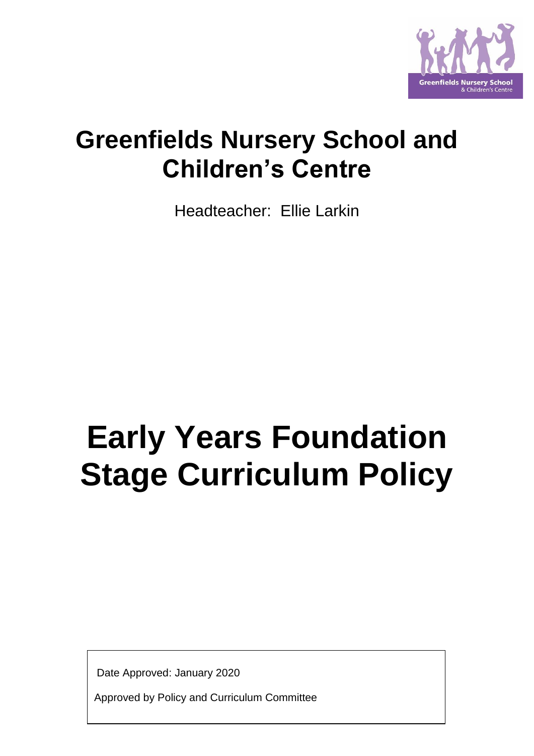# Greenfields Nursery School and Children's Centre

Headteacher: Ellie Larkin

# Early Years Foundation Stage Curriculum Policy

Date Approved: January 2020

Approved by Policy and Curriculum Committee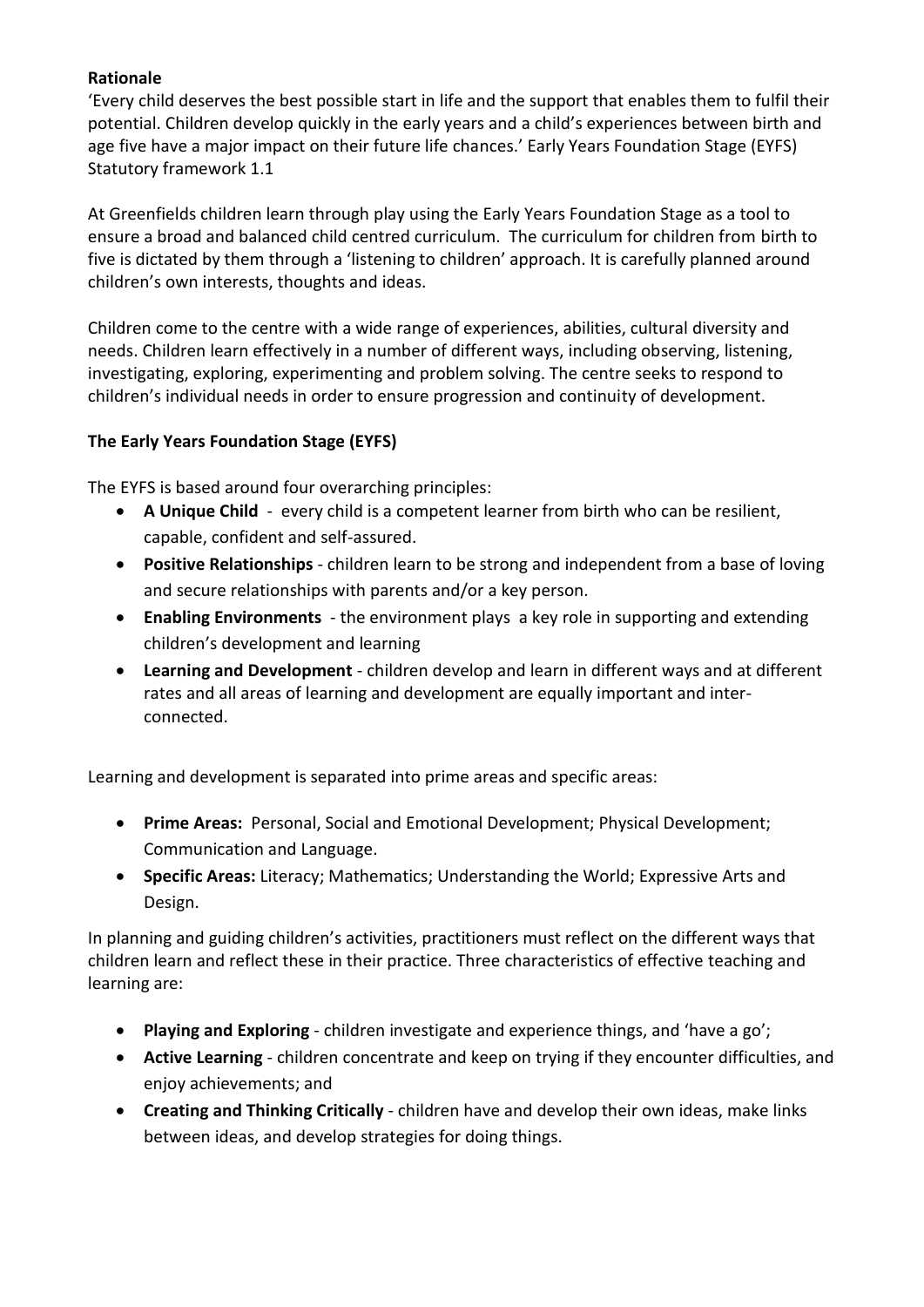**Rationale**

'Every child deserves the best possible start in life and the support that enables them to fulfil their potential. Children develop quickly in the early years and a child's experiences between birth and age five have a major impact on their future life chances.' Early Years Foundation Stage (EYFS) Statutory framework 1.1

At Greenfields children learn through play using the Early Years Foundation Stage as a tool to ensure a broad and balanced child centred curriculum. The curriculum for children from birth to five is dictated by them through a 'listening to children' approach. It is carefully planned around children's own interests, thoughts and ideas.

Children come to the centre with a wide range of experiences, abilities, cultural diversity and needs. Children learn effectively in a number of different ways, including observing, listening, investigating, exploring, experimenting and problem solving. The centre seeks to respond to children's individual needs in order to ensure progression and continuity of development.

**The Early Years Foundation Stage (EYFS)**

The EYFS is based around four overarching principles:

- **A Unique Child** - every child is a competent learner from birth who can be resilient, capable, confident and self-assured.
- **Positive Relationships** - children learn to be strong and independent from a base of loving and secure relationships with parents and/or a key person.
- **Enabling Environments** - the environment plays a key role in supporting and extending children's development and learning
- **Learning and Development** - children develop and learn in different ways and at different rates and all areas of learning and development are equally important and inter-connected.

Learning and development is separated into prime areas and specific areas:

- **Prime Areas:** Personal, Social and Emotional Development; Physical Development; Communication and Language.
- **Specific Areas:** Literacy; Mathematics; Understanding the World; Expressive Arts and Design.

In planning and guiding children's activities, practitioners must reflect on the different ways that children learn and reflect these in their practice. Three characteristics of effective teaching and learning are:

- **Playing and Exploring** - children investigate and experience things, and 'have a go';
- **Active Learning** - children concentrate and keep on trying if they encounter difficulties, and enjoy achievements; and
- **Creating and Thinking Critically** - children have and develop their own ideas, make links between ideas, and develop strategies for doing things.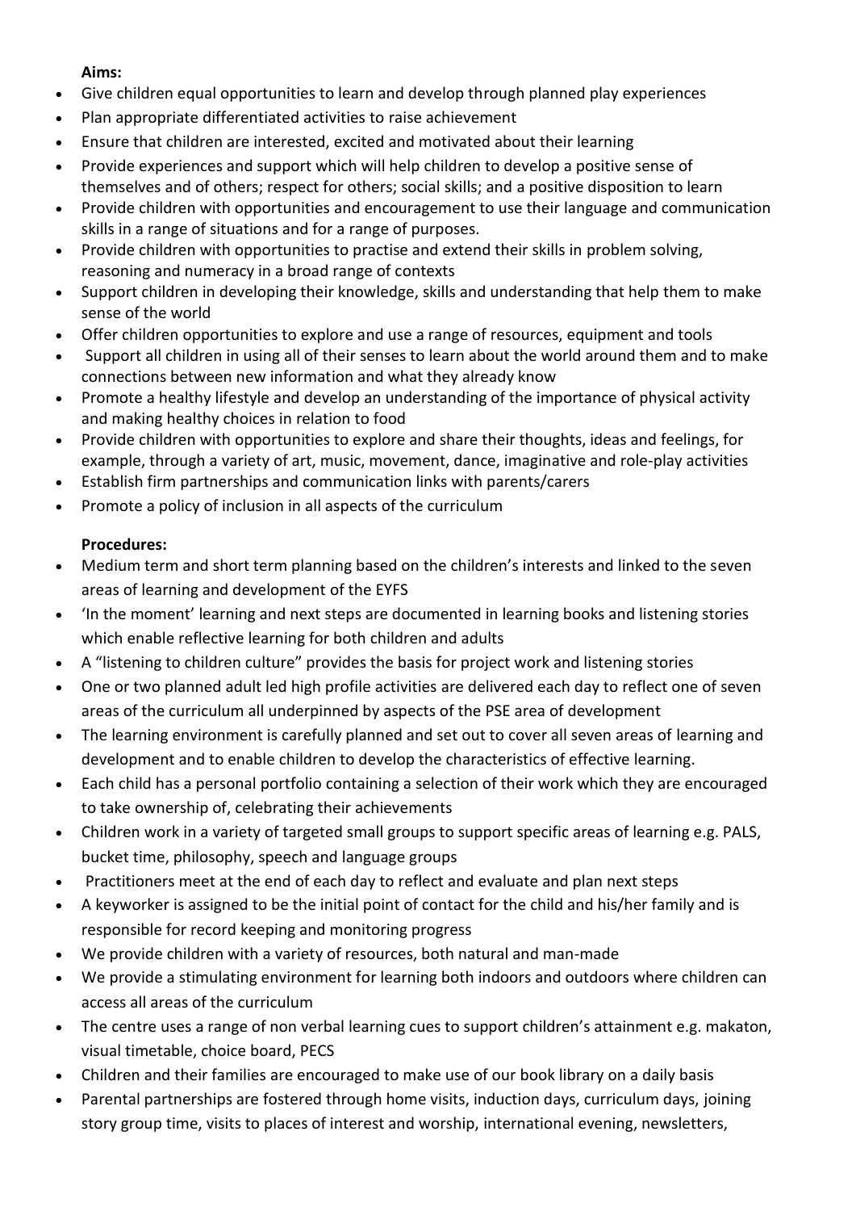**Aims:**

- Give children equal opportunities to learn and develop through planned play experiences
- Plan appropriate differentiated activities to raise achievement
- Ensure that children are interested, excited and motivated about their learning
- Provide experiences and support which will help children to develop a positive sense of themselves and of others; respect for others; social skills; and a positive disposition to learn
- Provide children with opportunities and encouragement to use their language and communication skills in a range of situations and for a range of purposes.
- Provide children with opportunities to practise and extend their skills in problem solving, reasoning and numeracy in a broad range of contexts
- Support children in developing their knowledge, skills and understanding that help them to make sense of the world
- Offer children opportunities to explore and use a range of resources, equipment and tools
- Support all children in using all of their senses to learn about the world around them and to make connections between new information and what they already know
- Promote a healthy lifestyle and develop an understanding of the importance of physical activity and making healthy choices in relation to food
- Provide children with opportunities to explore and share their thoughts, ideas and feelings, for example, through a variety of art, music, movement, dance, imaginative and role-play activities
- Establish firm partnerships and communication links with parents/carers
- Promote a policy of inclusion in all aspects of the curriculum

**Procedures:**

- Medium term and short term planning based on the children's interests and linked to the seven areas of learning and development of the EYFS
- 'In the moment' learning and next steps are documented in learning books and listening stories which enable reflective learning for both children and adults
- A "listening to children culture" provides the basis for project work and listening stories
- One or two planned adult led high profile activities are delivered each day to reflect one of seven areas of the curriculum all underpinned by aspects of the PSE area of development
- The learning environment is carefully planned and set out to cover all seven areas of learning and development and to enable children to develop the characteristics of effective learning.
- Each child has a personal portfolio containing a selection of their work which they are encouraged to take ownership of, celebrating their achievements
- Children work in a variety of targeted small groups to support specific areas of learning e.g. PALS, bucket time, philosophy, speech and language groups
- Practitioners meet at the end of each day to reflect and evaluate and plan next steps
- A keyworker is assigned to be the initial point of contact for the child and his/her family and is responsible for record keeping and monitoring progress
- We provide children with a variety of resources, both natural and man-made
- We provide a stimulating environment for learning both indoors and outdoors where children can access all areas of the curriculum
- The centre uses a range of non verbal learning cues to support children's attainment e.g. makaton, visual timetable, choice board, PECS
- Children and their families are encouraged to make use of our book library on a daily basis
- Parental partnerships are fostered through home visits, induction days, curriculum days, joining story group time, visits to places of interest and worship, international evening, newsletters,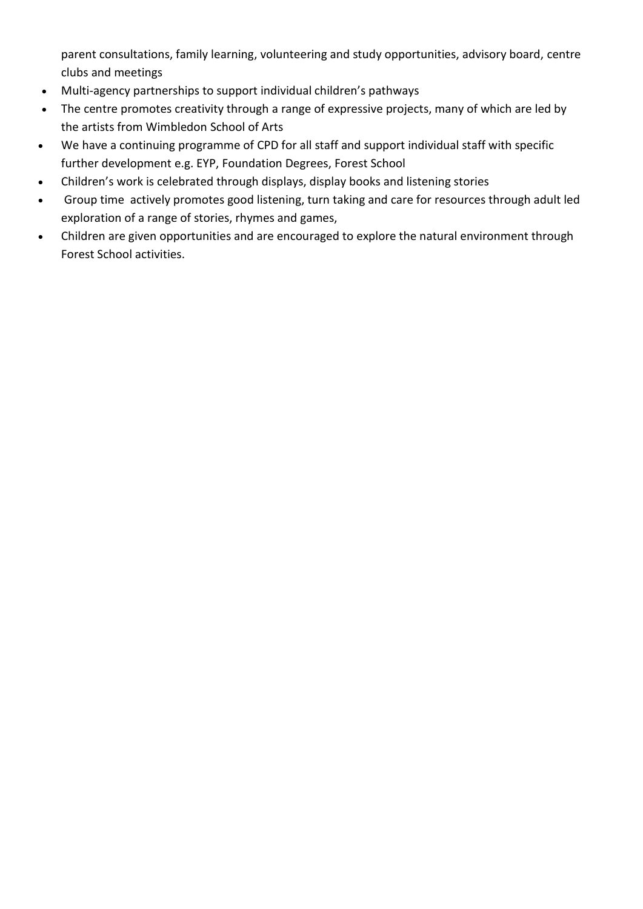parent consultations, family learning, volunteering and study opportunities, advisory board, centre clubs and meetings

- Multi-agency partnerships to support individual children's pathways
- The centre promotes creativity through a range of expressive projects, many of which are led by the artists from Wimbledon School of Arts
- We have a continuing programme of CPD for all staff and support individual staff with specific further development e.g. EYP, Foundation Degrees, Forest School
- Children's work is celebrated through displays, display books and listening stories
- Group time actively promotes good listening, turn taking and care for resources through adult led exploration of a range of stories, rhymes and games,
- Children are given opportunities and are encouraged to explore the natural environment through Forest School activities.